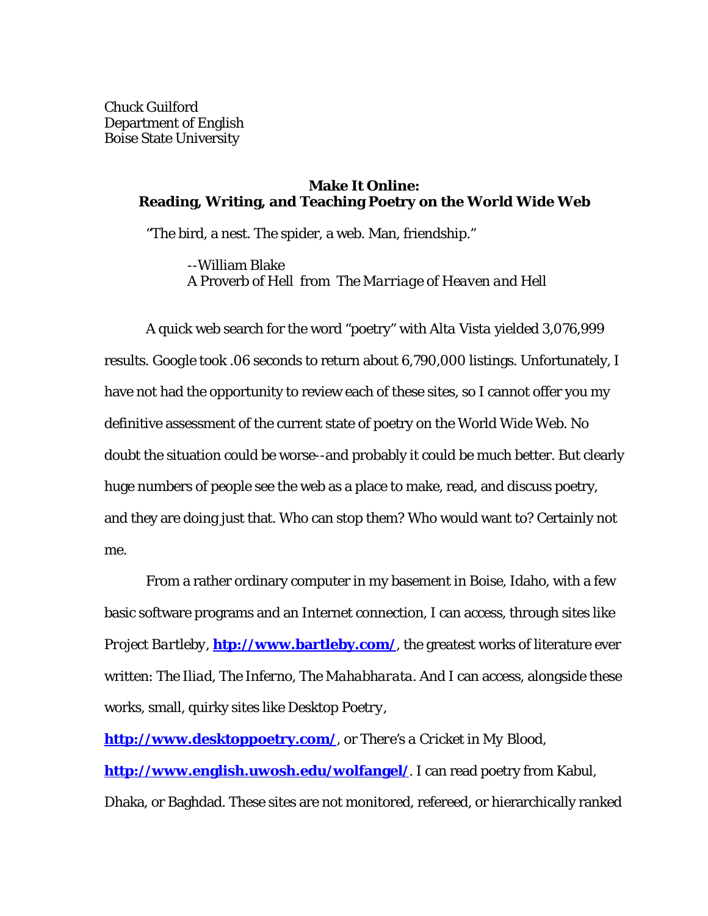Chuck Guilford
Department of English
Boise State University

# Make It Online: Reading, Writing, and Teaching Poetry on the World Wide Web

"The bird, a nest. The spider, a web. Man, friendship."

> --William Blake
> A Proverb of Hell from *The Marriage of Heaven and Hell*

A quick web search for the word "poetry" with Alta Vista yielded 3,076,999 results. Google took .06 seconds to return about 6,790,000 listings. Unfortunately, I have not had the opportunity to review each of these sites, so I cannot offer you my definitive assessment of the current state of poetry on the World Wide Web. No doubt the situation could be worse--and probably it could be much better. But clearly huge numbers of people see the web as a place to make, read, and discuss poetry, and they are doing just that. Who can stop them? Who would want to? Certainly not me.

From a rather ordinary computer in my basement in Boise, Idaho, with a few basic software programs and an Internet connection, I can access, through sites like *Project Bartleby*, **http://www.bartleby.com/**, the greatest works of literature ever written: *The Iliad*, *The Inferno*, *The Mahabharata*. And I can access, alongside these works, small, quirky sites like *Desktop Poetry*, **http://www.desktoppoetry.com/**, or *There's a Cricket in My Blood*, **http://www.english.uwosh.edu/wolfangel/**. I can read poetry from Kabul, Dhaka, or Baghdad. These sites are not monitored, refereed, or hierarchically ranked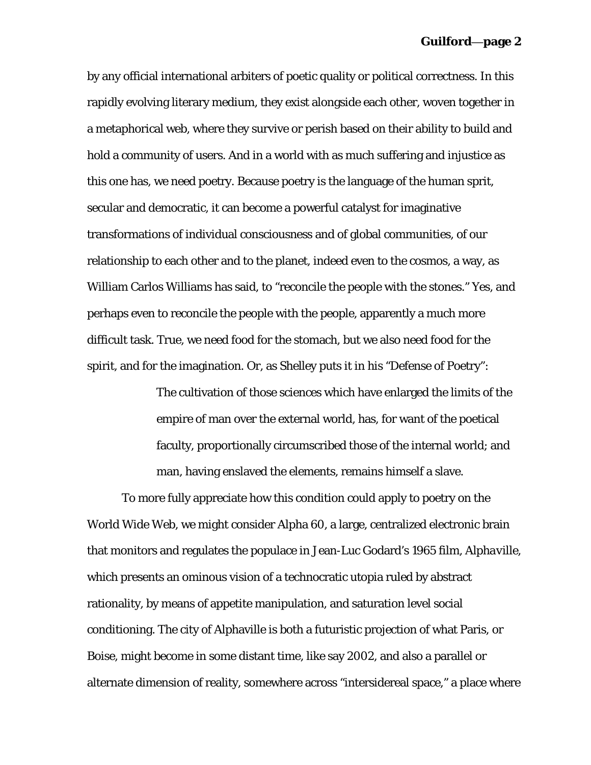by any official international arbiters of poetic quality or political correctness. In this rapidly evolving literary medium, they exist alongside each other, woven together in a metaphorical web, where they survive or perish based on their ability to build and hold a community of users. And in a world with as much suffering and injustice as this one has, we need poetry. Because poetry is the language of the human sprit, secular and democratic, it can become a powerful catalyst for imaginative transformations of individual consciousness and of global communities, of our relationship to each other and to the planet, indeed even to the cosmos, a way, as William Carlos Williams has said, to "reconcile the people with the stones." Yes, and perhaps even to reconcile the people with the people, apparently a much more difficult task. True, we need food for the stomach, but we also need food for the spirit, and for the imagination. Or, as Shelley puts it in his "Defense of Poetry":

> The cultivation of those sciences which have enlarged the limits of the empire of man over the external world, has, for want of the poetical faculty, proportionally circumscribed those of the internal world; and man, having enslaved the elements, remains himself a slave.

To more fully appreciate how this condition could apply to poetry on the World Wide Web, we might consider Alpha 60, a large, centralized electronic brain that monitors and regulates the populace in Jean-Luc Godard's 1965 film, *Alphaville*, which presents an ominous vision of a technocratic utopia ruled by abstract rationality, by means of appetite manipulation, and saturation level social conditioning. The city of Alphaville is both a futuristic projection of what Paris, or Boise, might become in some distant time, like say 2002, and also a parallel or alternate dimension of reality, somewhere across "intersidereal space," a place where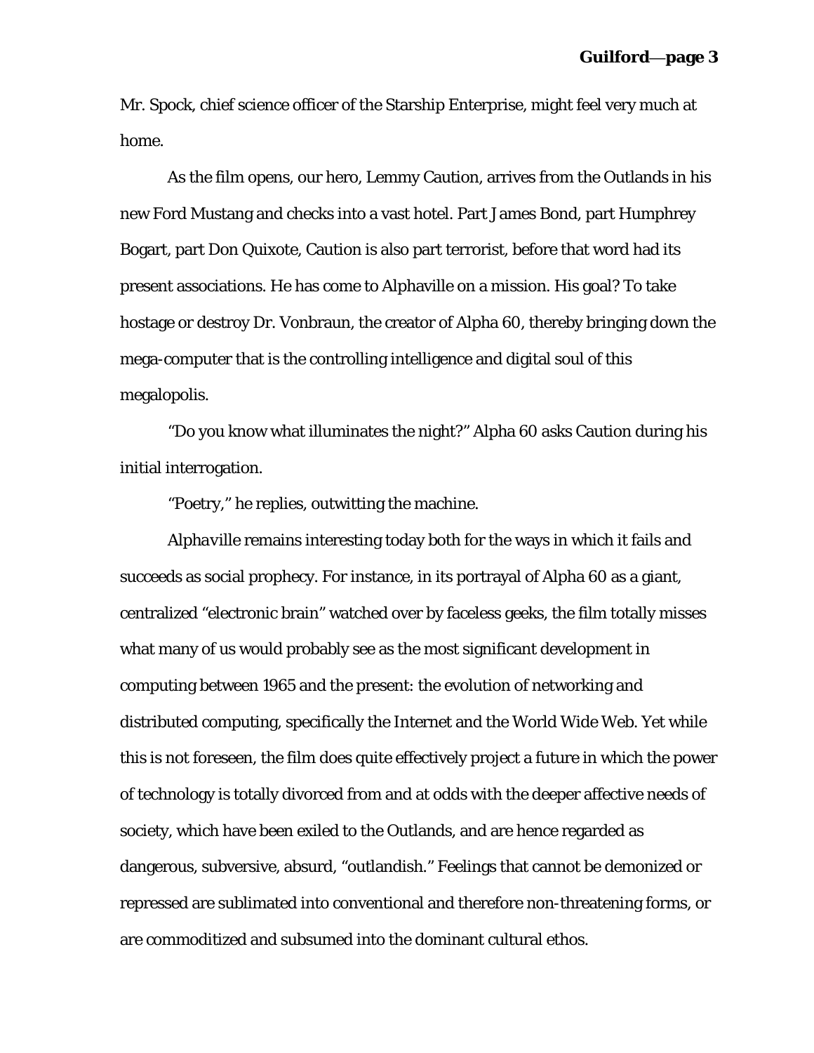Mr. Spock, chief science officer of the Starship Enterprise, might feel very much at home.

As the film opens, our hero, Lemmy Caution, arrives from the Outlands in his new Ford Mustang and checks into a vast hotel. Part James Bond, part Humphrey Bogart, part Don Quixote, Caution is also part terrorist, before that word had its present associations. He has come to Alphaville on a mission. His goal? To take hostage or destroy Dr. Vonbraun, the creator of Alpha 60, thereby bringing down the mega-computer that is the controlling intelligence and digital soul of this megalopolis.

"Do you know what illuminates the night?" Alpha 60 asks Caution during his initial interrogation.

"Poetry," he replies, outwitting the machine.

*Alphaville* remains interesting today both for the ways in which it fails and succeeds as social prophecy. For instance, in its portrayal of Alpha 60 as a giant, centralized "electronic brain" watched over by faceless geeks, the film totally misses what many of us would probably see as the most significant development in computing between 1965 and the present: the evolution of networking and distributed computing, specifically the Internet and the World Wide Web. Yet while this is not foreseen, the film does quite effectively project a future in which the power of technology is totally divorced from and at odds with the deeper affective needs of society, which have been exiled to the Outlands, and are hence regarded as dangerous, subversive, absurd, "outlandish." Feelings that cannot be demonized or repressed are sublimated into conventional and therefore non-threatening forms, or are commoditized and subsumed into the dominant cultural ethos.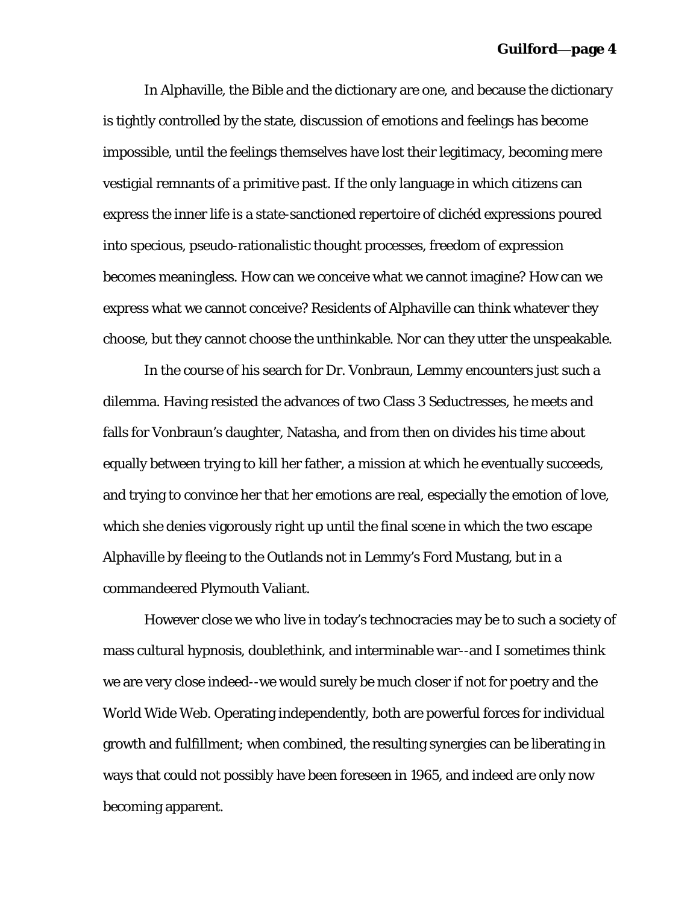In Alphaville, the Bible and the dictionary are one, and because the dictionary is tightly controlled by the state, discussion of emotions and feelings has become impossible, until the feelings themselves have lost their legitimacy, becoming mere vestigial remnants of a primitive past. If the only language in which citizens can express the inner life is a state-sanctioned repertoire of clichéd expressions poured into specious, pseudo-rationalistic thought processes, freedom of expression becomes meaningless. How can we conceive what we cannot imagine? How can we express what we cannot conceive? Residents of Alphaville can think whatever they choose, but they cannot choose the unthinkable. Nor can they utter the unspeakable.

In the course of his search for Dr. Vonbraun, Lemmy encounters just such a dilemma. Having resisted the advances of two Class 3 Seductresses, he meets and falls for Vonbraun's daughter, Natasha, and from then on divides his time about equally between trying to kill her father, a mission at which he eventually succeeds, and trying to convince her that her emotions are real, especially the emotion of love, which she denies vigorously right up until the final scene in which the two escape Alphaville by fleeing to the Outlands not in Lemmy's Ford Mustang, but in a commandeered Plymouth Valiant.

However close we who live in today's technocracies may be to such a society of mass cultural hypnosis, doublethink, and interminable war--and I sometimes think we are very close indeed--we would surely be much closer if not for poetry and the World Wide Web. Operating independently, both are powerful forces for individual growth and fulfillment; when combined, the resulting synergies can be liberating in ways that could not possibly have been foreseen in 1965, and indeed are only now becoming apparent.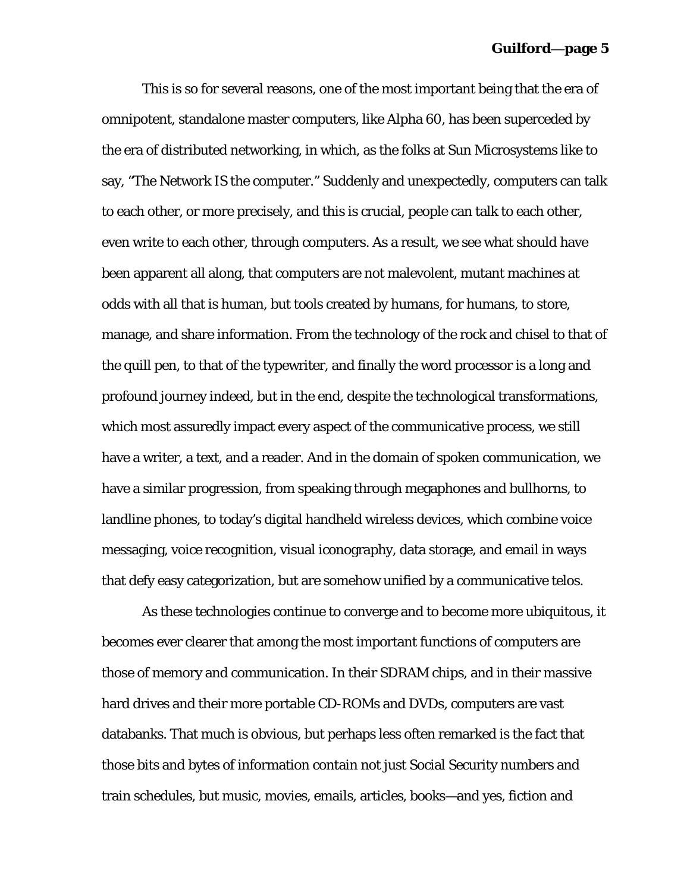This is so for several reasons, one of the most important being that the era of omnipotent, standalone master computers, like Alpha 60, has been superceded by the era of distributed networking, in which, as the folks at Sun Microsystems like to say, "The Network IS the computer." Suddenly and unexpectedly, computers can talk to each other, or more precisely, and this is crucial, people can talk to each other, even write to each other, through computers. As a result, we see what should have been apparent all along, that computers are not malevolent, mutant machines at odds with all that is human, but tools created by humans, for humans, to store, manage, and share information. From the technology of the rock and chisel to that of the quill pen, to that of the typewriter, and finally the word processor is a long and profound journey indeed, but in the end, despite the technological transformations, which most assuredly impact every aspect of the communicative process, we still have a writer, a text, and a reader. And in the domain of spoken communication, we have a similar progression, from speaking through megaphones and bullhorns, to landline phones, to today's digital handheld wireless devices, which combine voice messaging, voice recognition, visual iconography, data storage, and email in ways that defy easy categorization, but are somehow unified by a communicative telos.

As these technologies continue to converge and to become more ubiquitous, it becomes ever clearer that among the most important functions of computers are those of memory and communication. In their SDRAM chips, and in their massive hard drives and their more portable CD-ROMs and DVDs, computers are vast databanks. That much is obvious, but perhaps less often remarked is the fact that those bits and bytes of information contain not just Social Security numbers and train schedules, but music, movies, emails, articles, books—and yes, fiction and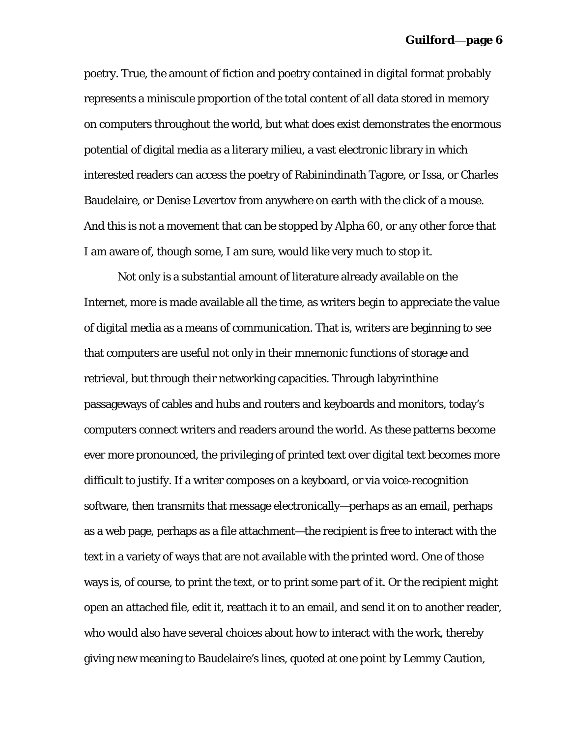poetry. True, the amount of fiction and poetry contained in digital format probably represents a miniscule proportion of the total content of all data stored in memory on computers throughout the world, but what does exist demonstrates the enormous potential of digital media as a literary milieu, a vast electronic library in which interested readers can access the poetry of Rabinindinath Tagore, or Issa, or Charles Baudelaire, or Denise Levertov from anywhere on earth with the click of a mouse. And this is not a movement that can be stopped by Alpha 60, or any other force that I am aware of, though some, I am sure, would like very much to stop it.

Not only is a substantial amount of literature already available on the Internet, more is made available all the time, as writers begin to appreciate the value of digital media as a means of communication. That is, writers are beginning to see that computers are useful not only in their mnemonic functions of storage and retrieval, but through their networking capacities. Through labyrinthine passageways of cables and hubs and routers and keyboards and monitors, today's computers connect writers and readers around the world. As these patterns become ever more pronounced, the privileging of printed text over digital text becomes more difficult to justify. If a writer composes on a keyboard, or via voice-recognition software, then transmits that message electronically—perhaps as an email, perhaps as a web page, perhaps as a file attachment—the recipient is free to interact with the text in a variety of ways that are not available with the printed word. One of those ways is, of course, to print the text, or to print some part of it. Or the recipient might open an attached file, edit it, reattach it to an email, and send it on to another reader, who would also have several choices about how to interact with the work, thereby giving new meaning to Baudelaire's lines, quoted at one point by Lemmy Caution,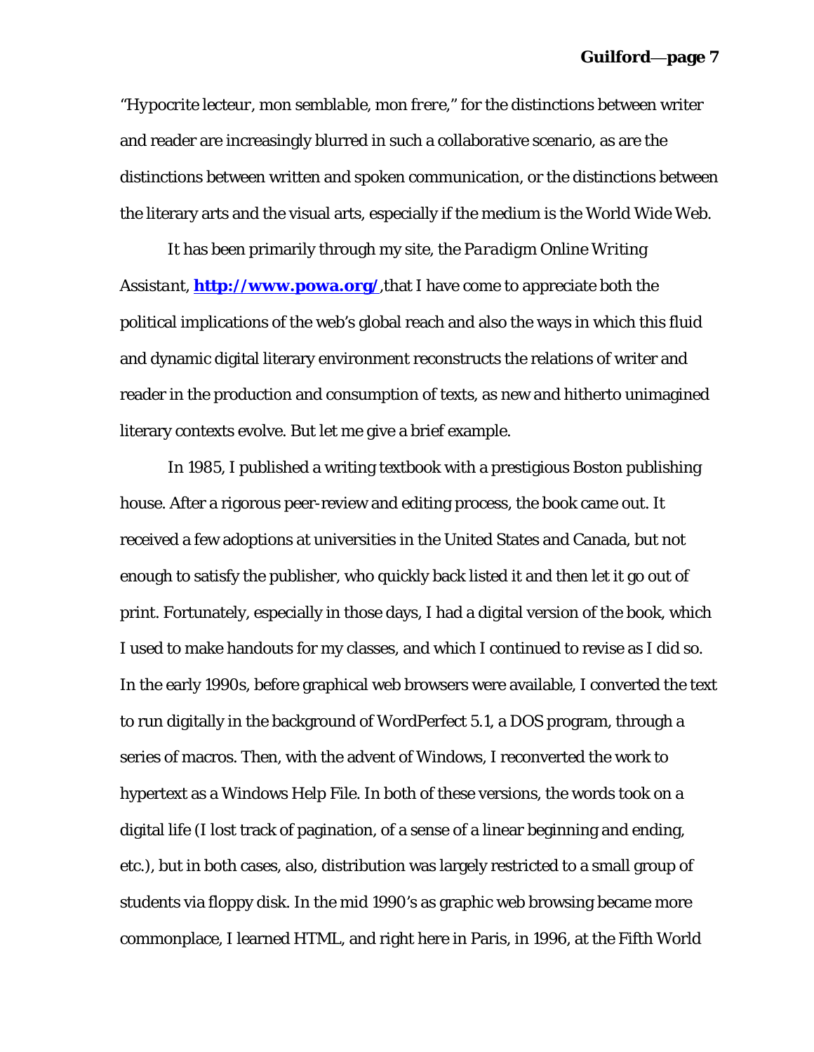"*Hypocrite lecteur, mon semblable, mon frere*," for the distinctions between writer and reader are increasingly blurred in such a collaborative scenario, as are the distinctions between written and spoken communication, or the distinctions between the literary arts and the visual arts, especially if the medium is the World Wide Web.

It has been primarily through my site, the *Paradigm Online Writing Assistant*, **http://www.powa.org/**,that I have come to appreciate both the political implications of the web's global reach and also the ways in which this fluid and dynamic digital literary environment reconstructs the relations of writer and reader in the production and consumption of texts, as new and hitherto unimagined literary contexts evolve. But let me give a brief example.

In 1985, I published a writing textbook with a prestigious Boston publishing house. After a rigorous peer-review and editing process, the book came out. It received a few adoptions at universities in the United States and Canada, but not enough to satisfy the publisher, who quickly back listed it and then let it go out of print. Fortunately, especially in those days, I had a digital version of the book, which I used to make handouts for my classes, and which I continued to revise as I did so. In the early 1990s, before graphical web browsers were available, I converted the text to run digitally in the background of WordPerfect 5.1, a DOS program, through a series of macros. Then, with the advent of Windows, I reconverted the work to hypertext as a Windows Help File. In both of these versions, the words took on a digital life (I lost track of pagination, of a sense of a linear beginning and ending, etc.), but in both cases, also, distribution was largely restricted to a small group of students via floppy disk. In the mid 1990's as graphic web browsing became more commonplace, I learned HTML, and right here in Paris, in 1996, at the Fifth World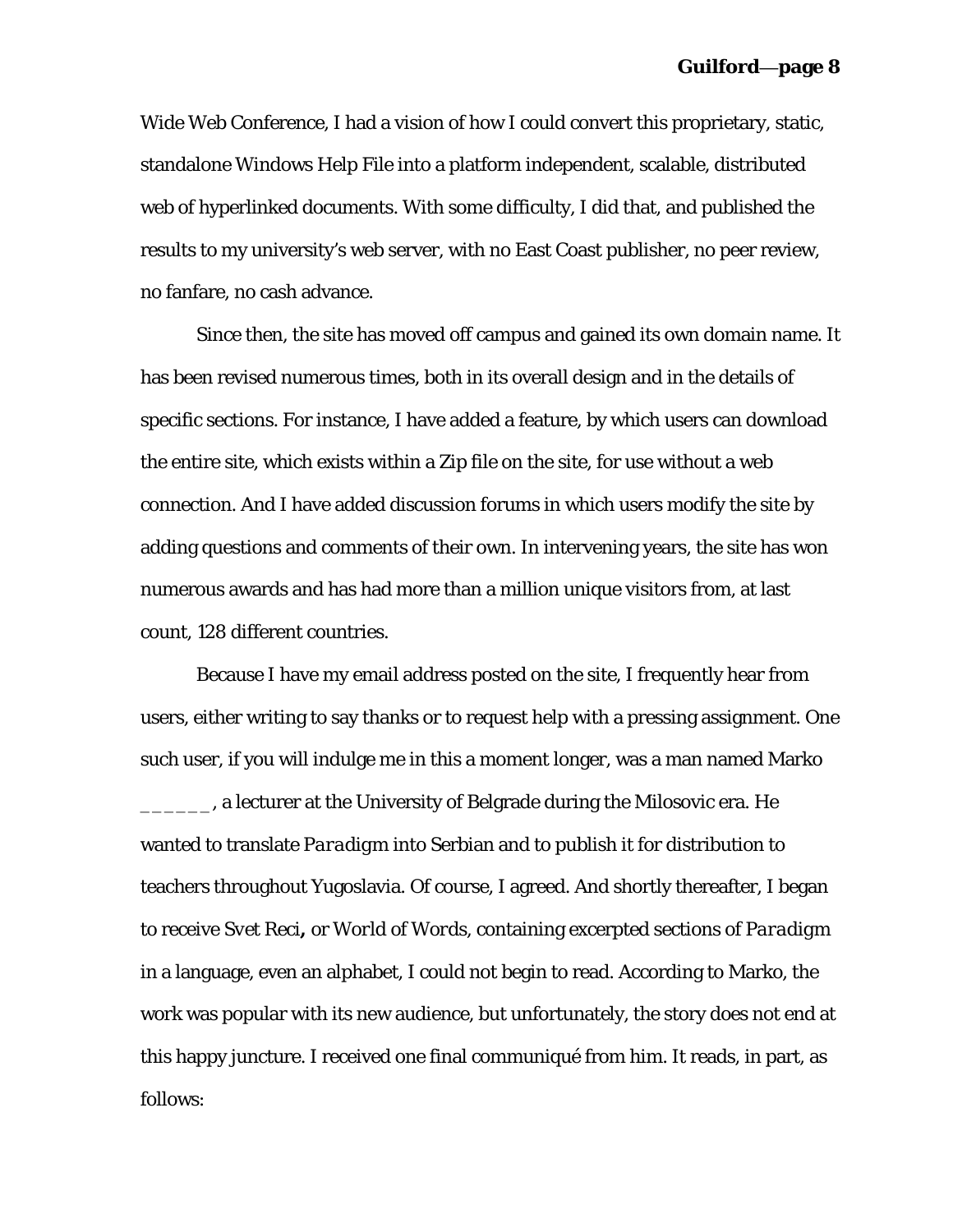Wide Web Conference, I had a vision of how I could convert this proprietary, static, standalone Windows Help File into a platform independent, scalable, distributed web of hyperlinked documents. With some difficulty, I did that, and published the results to my university's web server, with no East Coast publisher, no peer review, no fanfare, no cash advance.

Since then, the site has moved off campus and gained its own domain name. It has been revised numerous times, both in its overall design and in the details of specific sections. For instance, I have added a feature, by which users can download the entire site, which exists within a Zip file on the site, for use without a web connection. And I have added discussion forums in which users modify the site by adding questions and comments of their own. In intervening years, the site has won numerous awards and has had more than a million unique visitors from, at last count, 128 different countries.

Because I have my email address posted on the site, I frequently hear from users, either writing to say thanks or to request help with a pressing assignment. One such user, if you will indulge me in this a moment longer, was a man named Marko ______, a lecturer at the University of Belgrade during the Milosovic era. He wanted to translate *Paradigm* into Serbian and to publish it for distribution to teachers throughout Yugoslavia. Of course, I agreed. And shortly thereafter, I began to receive *Svet Reci*, or *World of Words*, containing excerpted sections of *Paradigm* in a language, even an alphabet, I could not begin to read. According to Marko, the work was popular with its new audience, but unfortunately, the story does not end at this happy juncture. I received one final communiqué from him. It reads, in part, as follows: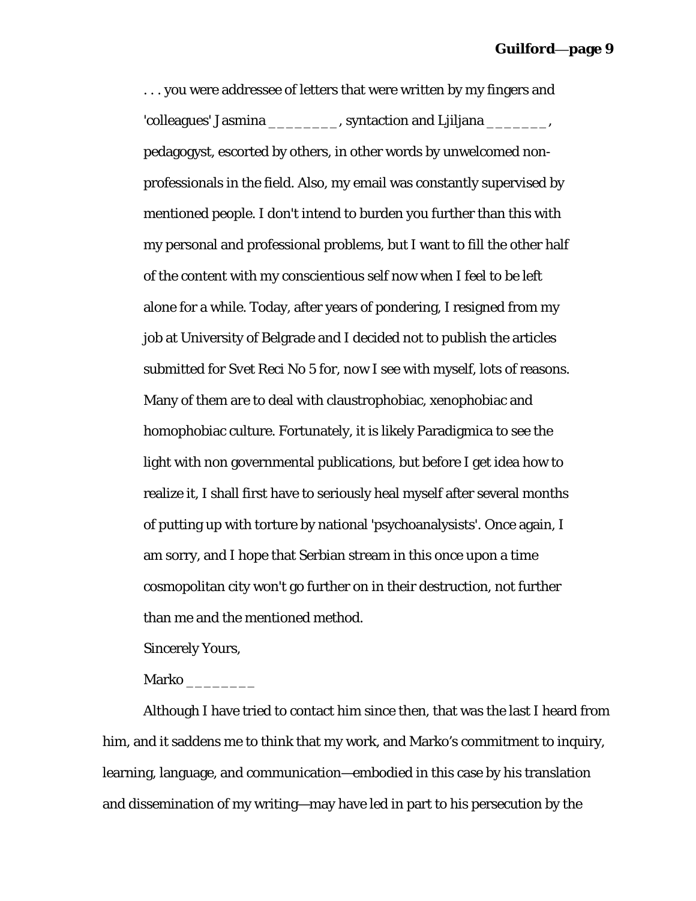. . . you were addressee of letters that were written by my fingers and 'colleagues' Jasmina ________, syntaction and Ljiljana _______, pedagogyst, escorted by others, in other words by unwelcomed non-professionals in the field. Also, my email was constantly supervised by mentioned people. I don't intend to burden you further than this with my personal and professional problems, but I want to fill the other half of the content with my conscientious self now when I feel to be left alone for a while. Today, after years of pondering, I resigned from my job at University of Belgrade and I decided not to publish the articles submitted for Svet Reci No 5 for, now I see with myself, lots of reasons. Many of them are to deal with claustrophobiac, xenophobiac and homophobiac culture. Fortunately, it is likely Paradigmica to see the light with non governmental publications, but before I get idea how to realize it, I shall first have to seriously heal myself after several months of putting up with torture by national 'psychoanalysists'. Once again, I am sorry, and I hope that Serbian stream in this once upon a time cosmopolitan city won't go further on in their destruction, not further than me and the mentioned method.

Sincerely Yours,

Marko ________

Although I have tried to contact him since then, that was the last I heard from him, and it saddens me to think that my work, and Marko's commitment to inquiry, learning, language, and communication—embodied in this case by his translation and dissemination of my writing—may have led in part to his persecution by the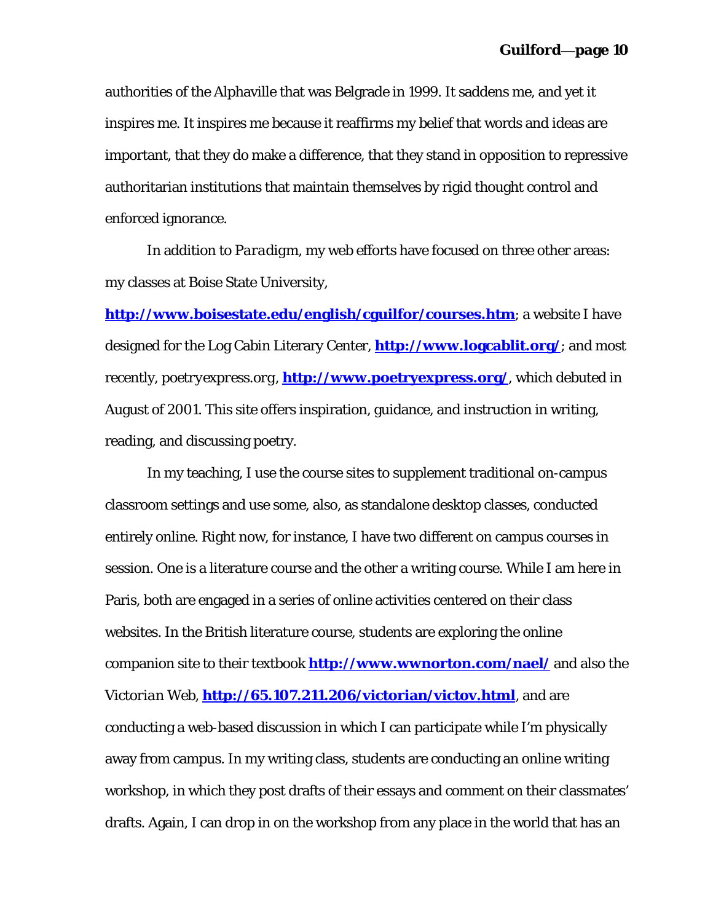authorities of the Alphaville that was Belgrade in 1999. It saddens me, and yet it inspires me. It inspires me because it reaffirms my belief that words and ideas are important, that they do make a difference, that they stand in opposition to repressive authoritarian institutions that maintain themselves by rigid thought control and enforced ignorance.

In addition to *Paradigm*, my web efforts have focused on three other areas: my classes at Boise State University, **http://www.boisestate.edu/english/cguilfor/courses.htm**; a website I have designed for the Log Cabin Literary Center, **http://www.logcablit.org/**; and most recently, *poetryexpress.org*, **http://www.poetryexpress.org/**, which debuted in August of 2001. This site offers inspiration, guidance, and instruction in writing, reading, and discussing poetry.

In my teaching, I use the course sites to supplement traditional on-campus classroom settings and use some, also, as standalone desktop classes, conducted entirely online. Right now, for instance, I have two different on campus courses in session. One is a literature course and the other a writing course. While I am here in Paris, both are engaged in a series of online activities centered on their class websites. In the British literature course, students are exploring the online companion site to their textbook **http://www.wwnorton.com/nael/** and also the *Victorian Web*, **http://65.107.211.206/victorian/victov.html**, and are conducting a web-based discussion in which I can participate while I'm physically away from campus. In my writing class, students are conducting an online writing workshop, in which they post drafts of their essays and comment on their classmates' drafts. Again, I can drop in on the workshop from any place in the world that has an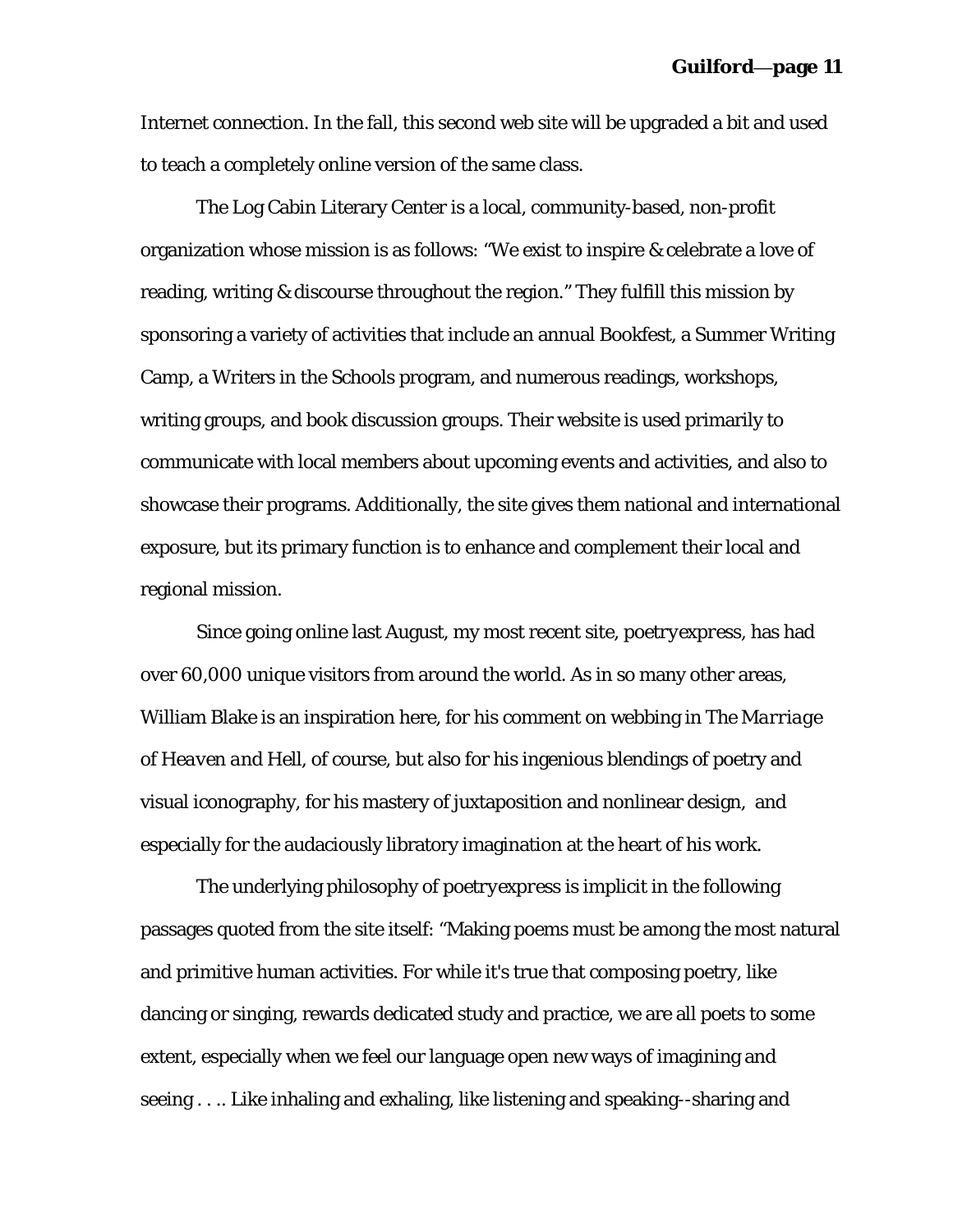Internet connection. In the fall, this second web site will be upgraded a bit and used to teach a completely online version of the same class.

The Log Cabin Literary Center is a local, community-based, non-profit organization whose mission is as follows: "We exist to inspire & celebrate a love of reading, writing & discourse throughout the region." They fulfill this mission by sponsoring a variety of activities that include an annual Bookfest, a Summer Writing Camp, a Writers in the Schools program, and numerous readings, workshops, writing groups, and book discussion groups. Their website is used primarily to communicate with local members about upcoming events and activities, and also to showcase their programs. Additionally, the site gives them national and international exposure, but its primary function is to enhance and complement their local and regional mission.

Since going online last August, my most recent site, *poetryexpress*, has had over 60,000 unique visitors from around the world. As in so many other areas, William Blake is an inspiration here, for his comment on webbing in *The Marriage of Heaven and Hell*, of course, but also for his ingenious blendings of poetry and visual iconography, for his mastery of juxtaposition and nonlinear design, and especially for the audaciously libratory imagination at the heart of his work.

The underlying philosophy of *poetryexpress* is implicit in the following passages quoted from the site itself: "Making poems must be among the most natural and primitive human activities. For while it's true that composing poetry, like dancing or singing, rewards dedicated study and practice, we are all poets to some extent, especially when we feel our language open new ways of imagining and seeing . . .. Like inhaling and exhaling, like listening and speaking--sharing and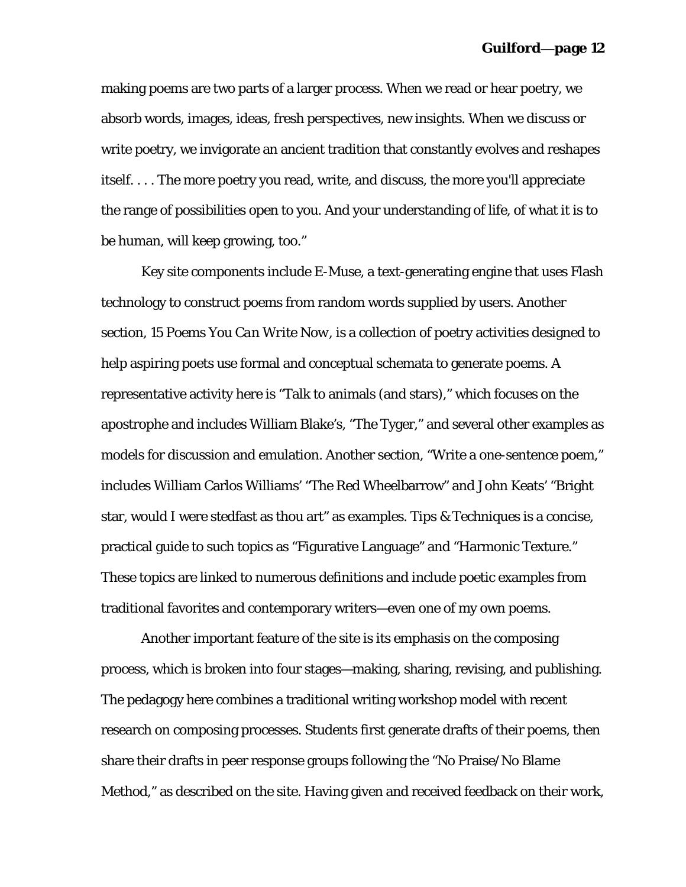making poems are two parts of a larger process. When we read or hear poetry, we absorb words, images, ideas, fresh perspectives, new insights. When we discuss or write poetry, we invigorate an ancient tradition that constantly evolves and reshapes itself. . . . The more poetry you read, write, and discuss, the more you'll appreciate the range of possibilities open to you. And your understanding of life, of what it is to be human, will keep growing, too."

Key site components include E-Muse, a text-generating engine that uses Flash technology to construct poems from random words supplied by users. Another section, *15 Poems You Can Write Now*, is a collection of poetry activities designed to help aspiring poets use formal and conceptual schemata to generate poems. A representative activity here is "Talk to animals (and stars)," which focuses on the apostrophe and includes William Blake's, "The Tyger," and several other examples as models for discussion and emulation. Another section, "Write a one-sentence poem," includes William Carlos Williams' "The Red Wheelbarrow" and John Keats' "Bright star, would I were stedfast as thou art" as examples. Tips & Techniques is a concise, practical guide to such topics as "Figurative Language" and "Harmonic Texture." These topics are linked to numerous definitions and include poetic examples from traditional favorites and contemporary writers—even one of my own poems.

Another important feature of the site is its emphasis on the composing process, which is broken into four stages—making, sharing, revising, and publishing. The pedagogy here combines a traditional writing workshop model with recent research on composing processes. Students first generate drafts of their poems, then share their drafts in peer response groups following the "No Praise/No Blame Method," as described on the site. Having given and received feedback on their work,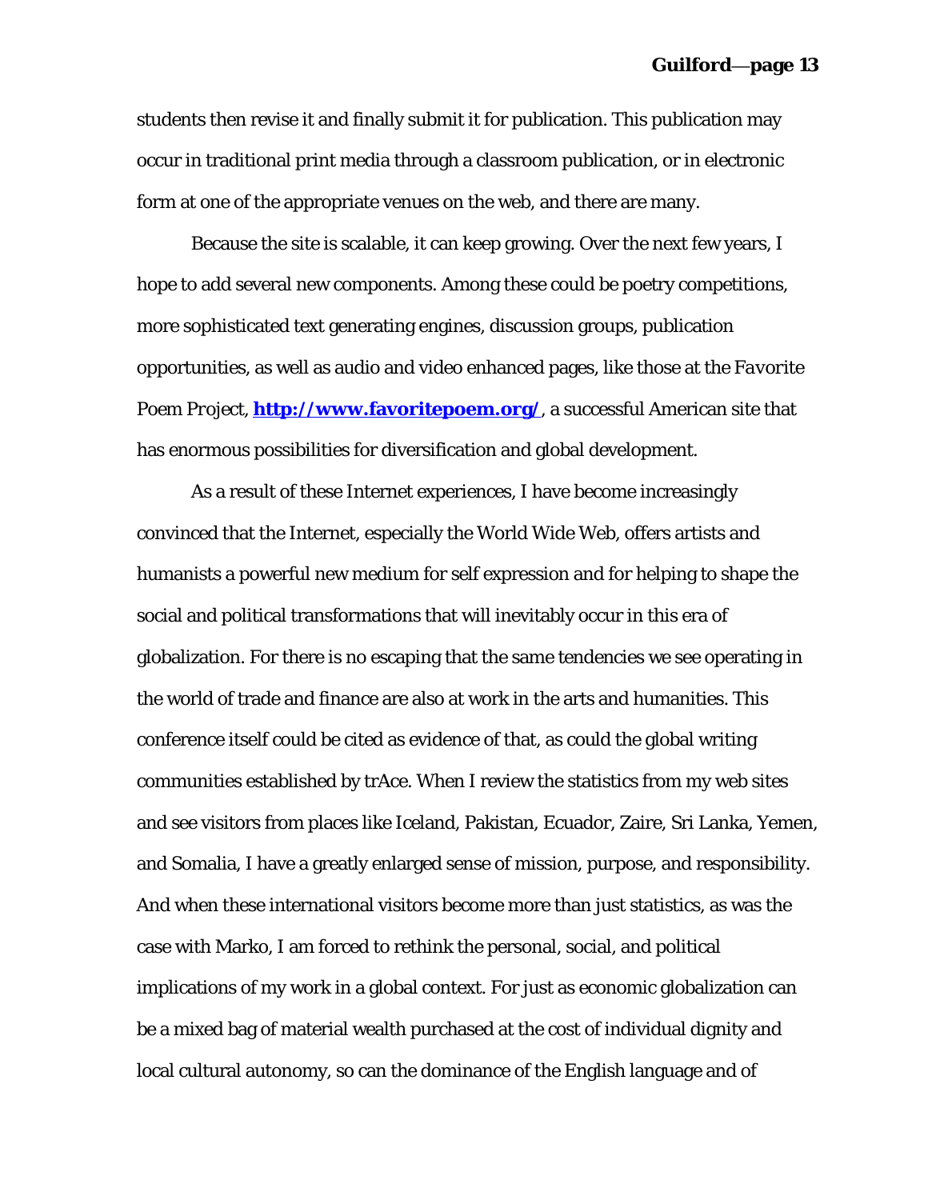students then revise it and finally submit it for publication. This publication may occur in traditional print media through a classroom publication, or in electronic form at one of the appropriate venues on the web, and there are many.

Because the site is scalable, it can keep growing. Over the next few years, I hope to add several new components. Among these could be poetry competitions, more sophisticated text generating engines, discussion groups, publication opportunities, as well as audio and video enhanced pages, like those at the *Favorite Poem Project*, **http://www.favoritepoem.org/**, a successful American site that has enormous possibilities for diversification and global development.

As a result of these Internet experiences, I have become increasingly convinced that the Internet, especially the World Wide Web, offers artists and humanists a powerful new medium for self expression and for helping to shape the social and political transformations that will inevitably occur in this era of globalization. For there is no escaping that the same tendencies we see operating in the world of trade and finance are also at work in the arts and humanities. This conference itself could be cited as evidence of that, as could the global writing communities established by trAce. When I review the statistics from my web sites and see visitors from places like Iceland, Pakistan, Ecuador, Zaire, Sri Lanka, Yemen, and Somalia, I have a greatly enlarged sense of mission, purpose, and responsibility. And when these international visitors become more than just statistics, as was the case with Marko, I am forced to rethink the personal, social, and political implications of my work in a global context. For just as economic globalization can be a mixed bag of material wealth purchased at the cost of individual dignity and local cultural autonomy, so can the dominance of the English language and of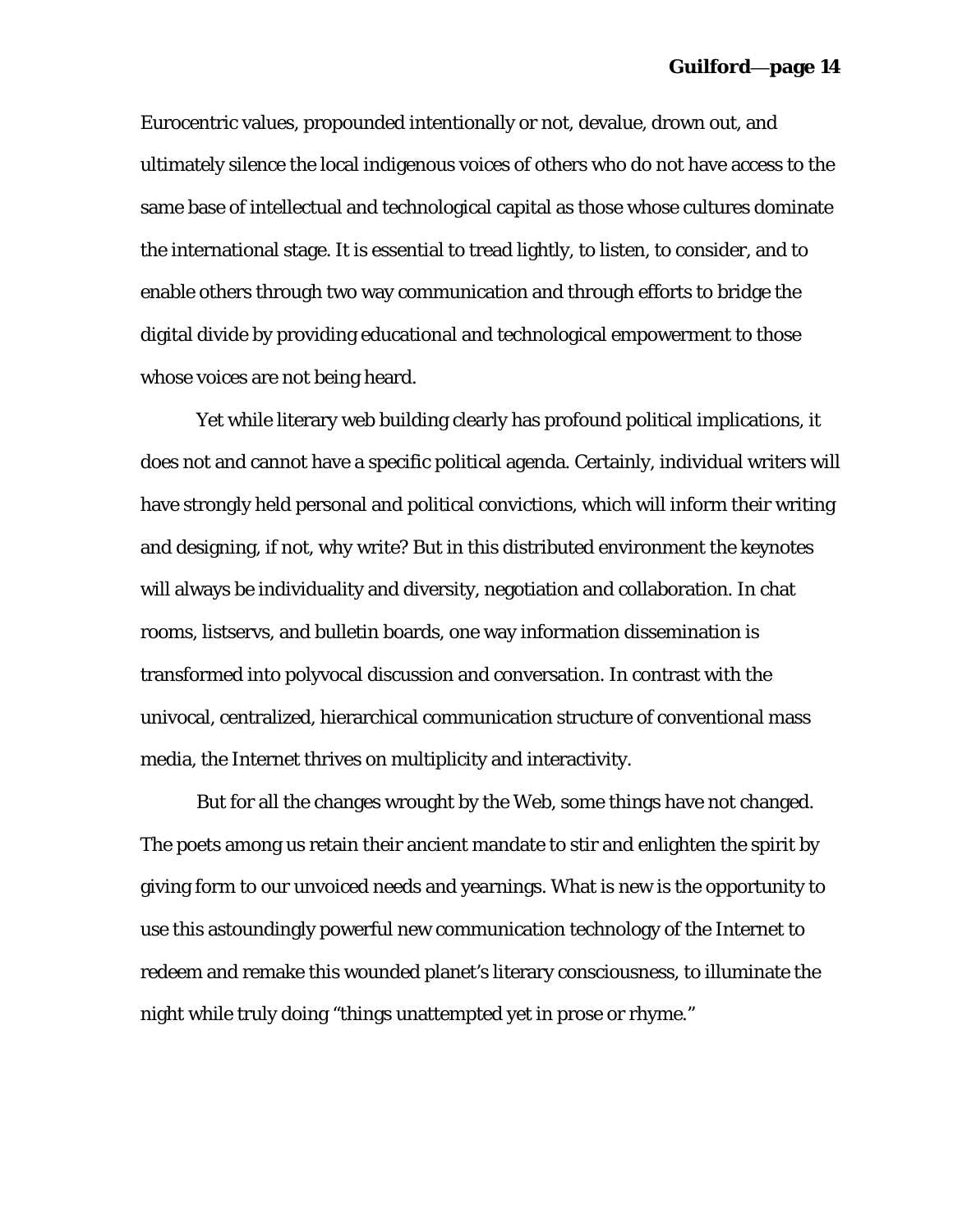Eurocentric values, propounded intentionally or not, devalue, drown out, and ultimately silence the local indigenous voices of others who do not have access to the same base of intellectual and technological capital as those whose cultures dominate the international stage. It is essential to tread lightly, to listen, to consider, and to enable others through two way communication and through efforts to bridge the digital divide by providing educational and technological empowerment to those whose voices are not being heard.

Yet while literary web building clearly has profound political implications, it does not and cannot have a specific political agenda. Certainly, individual writers will have strongly held personal and political convictions, which will inform their writing and designing, if not, why write? But in this distributed environment the keynotes will always be individuality and diversity, negotiation and collaboration. In chat rooms, listservs, and bulletin boards, one way information dissemination is transformed into polyvocal discussion and conversation. In contrast with the univocal, centralized, hierarchical communication structure of conventional mass media, the Internet thrives on multiplicity and interactivity.

But for all the changes wrought by the Web, some things have not changed. The poets among us retain their ancient mandate to stir and enlighten the spirit by giving form to our unvoiced needs and yearnings. What is new is the opportunity to use this astoundingly powerful new communication technology of the Internet to redeem and remake this wounded planet's literary consciousness, to illuminate the night while truly doing "things unattempted yet in prose or rhyme."